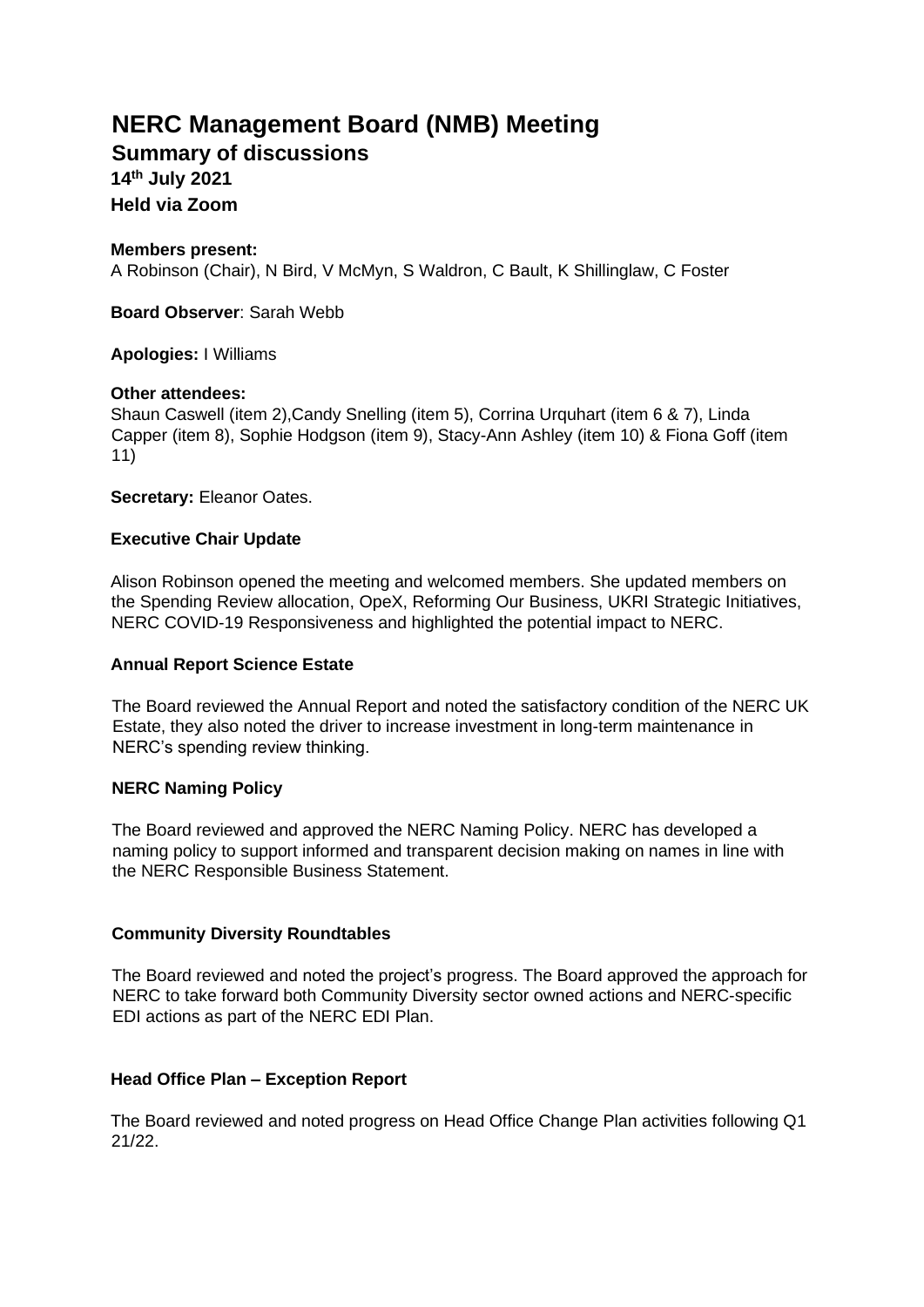# NERC Management Board (NMB) Meeting

## Summary of discussions

**14th July 2021**

**Held via Zoom**

**Members present:**
A Robinson (Chair), N Bird, V McMyn, S Waldron, C Bault, K Shillinglaw, C Foster

**Board Observer**: Sarah Webb

**Apologies:** I Williams

**Other attendees:**
Shaun Caswell (item 2),Candy Snelling (item 5), Corrina Urquhart (item 6 & 7), Linda Capper (item 8), Sophie Hodgson (item 9), Stacy-Ann Ashley (item 10) & Fiona Goff (item 11)

**Secretary:** Eleanor Oates.

### Executive Chair Update

Alison Robinson opened the meeting and welcomed members. She updated members on the Spending Review allocation, OpeX, Reforming Our Business, UKRI Strategic Initiatives, NERC COVID-19 Responsiveness and highlighted the potential impact to NERC.

### Annual Report Science Estate

The Board reviewed the Annual Report and noted the satisfactory condition of the NERC UK Estate, they also noted the driver to increase investment in long-term maintenance in NERC's spending review thinking.

### NERC Naming Policy

The Board reviewed and approved the NERC Naming Policy. NERC has developed a naming policy to support informed and transparent decision making on names in line with the NERC Responsible Business Statement.

### Community Diversity Roundtables

The Board reviewed and noted the project's progress. The Board approved the approach for NERC to take forward both Community Diversity sector owned actions and NERC-specific EDI actions as part of the NERC EDI Plan.

### Head Office Plan – Exception Report

The Board reviewed and noted progress on Head Office Change Plan activities following Q1 21/22.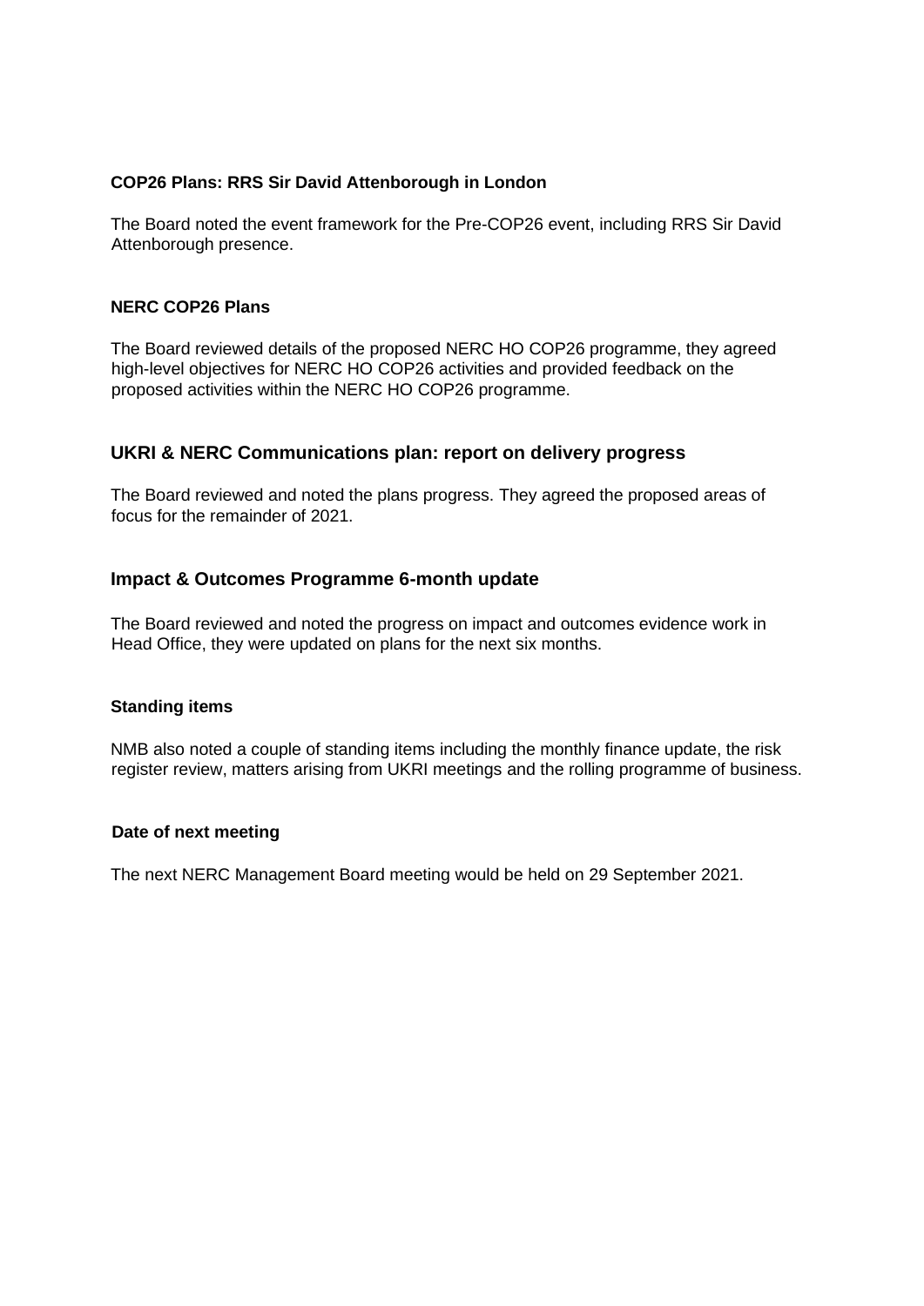### COP26 Plans: RRS Sir David Attenborough in London

The Board noted the event framework for the Pre-COP26 event, including RRS Sir David Attenborough presence.

### NERC COP26 Plans

The Board reviewed details of the proposed NERC HO COP26 programme, they agreed high-level objectives for NERC HO COP26 activities and provided feedback on the proposed activities within the NERC HO COP26 programme.

## UKRI & NERC Communications plan: report on delivery progress

The Board reviewed and noted the plans progress. They agreed the proposed areas of focus for the remainder of 2021.

## Impact & Outcomes Programme 6-month update

The Board reviewed and noted the progress on impact and outcomes evidence work in Head Office, they were updated on plans for the next six months.

### Standing items

NMB also noted a couple of standing items including the monthly finance update, the risk register review, matters arising from UKRI meetings and the rolling programme of business.

### Date of next meeting

The next NERC Management Board meeting would be held on 29 September 2021.